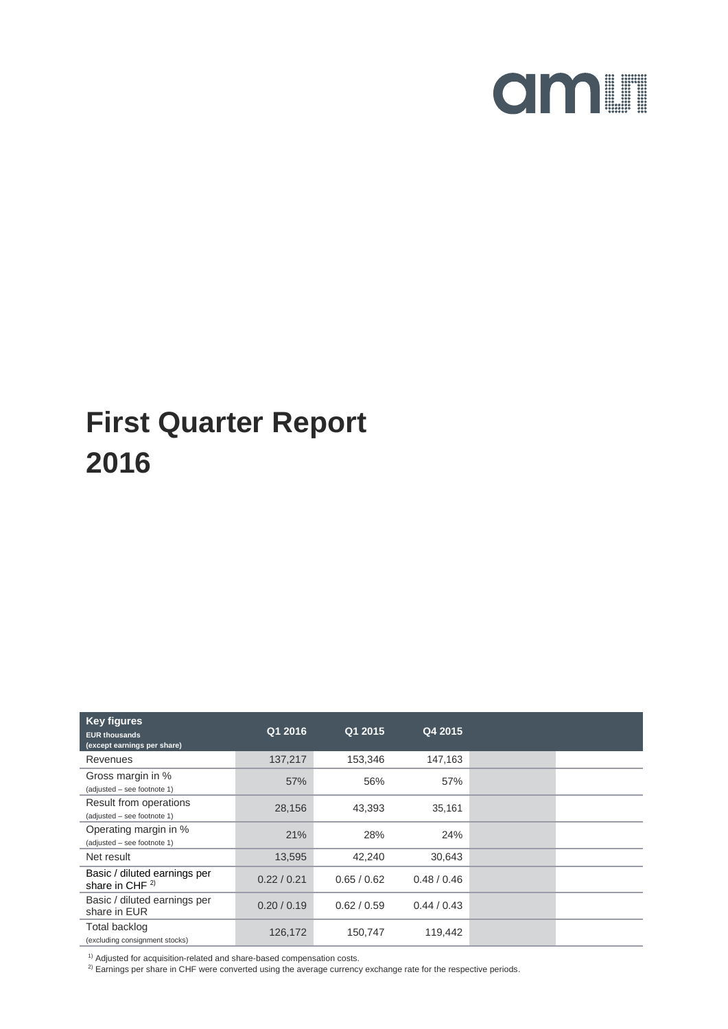# First Quarter Report 2016

| **Key figures** EUR thousands (except earnings per share) | Q1 2016 | Q1 2015 | Q4 2015 | | |
|---|---|---|---|---|---|
| Revenues | 137,217 | 153,346 | 147,163 | | |
| Gross margin in % (adjusted – see footnote 1) | 57% | 56% | 57% | | |
| Result from operations (adjusted – see footnote 1) | 28,156 | 43,393 | 35,161 | | |
| Operating margin in % (adjusted – see footnote 1) | 21% | 28% | 24% | | |
| Net result | 13,595 | 42,240 | 30,643 | | |
| Basic / diluted earnings per share in CHF [2)] | 0.22 / 0.21 | 0.65 / 0.62 | 0.48 / 0.46 | | |
| Basic / diluted earnings per share in EUR | 0.20 / 0.19 | 0.62 / 0.59 | 0.44 / 0.43 | | |
| Total backlog (excluding consignment stocks) | 126,172 | 150,747 | 119,442 | | |

[1)] Adjusted for acquisition-related and share-based compensation costs.
[2)] Earnings per share in CHF were converted using the average currency exchange rate for the respective periods.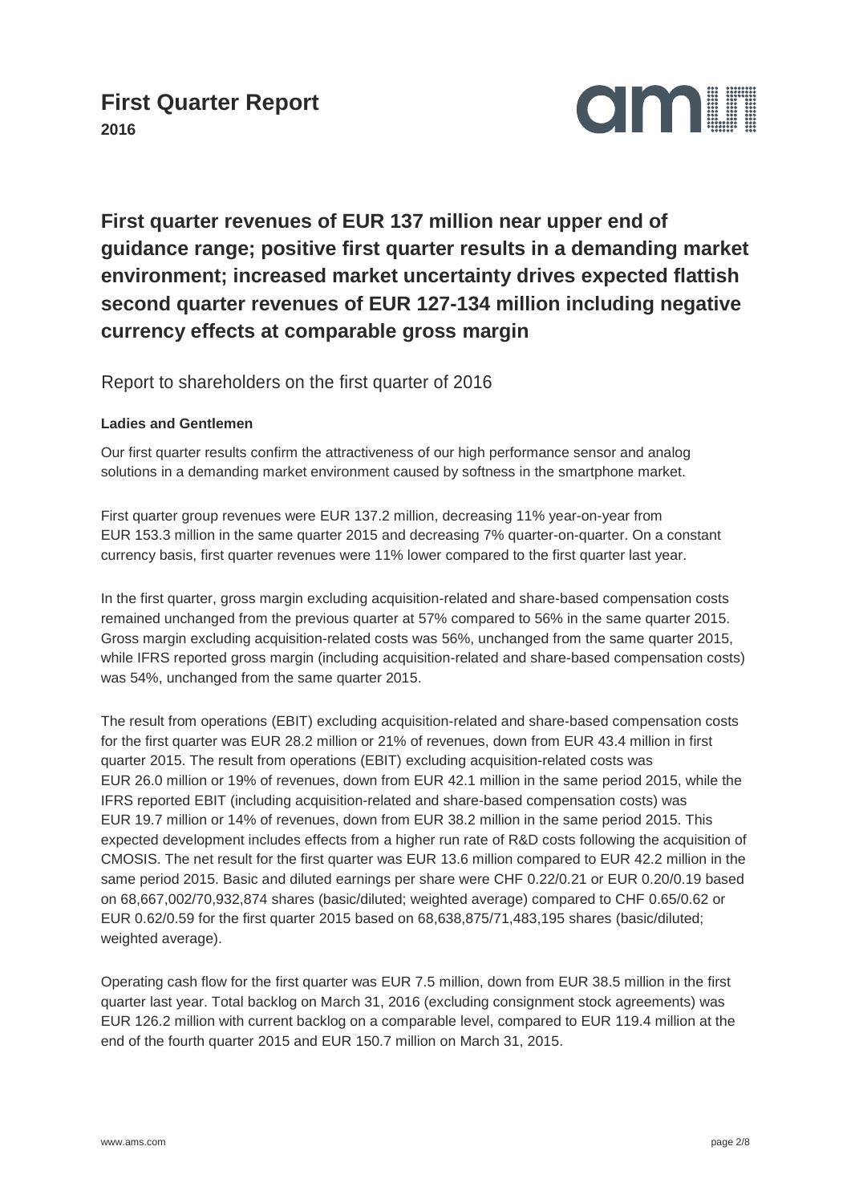# First Quarter Report

**2016**

## First quarter revenues of EUR 137 million near upper end of guidance range; positive first quarter results in a demanding market environment; increased market uncertainty drives expected flattish second quarter revenues of EUR 127-134 million including negative currency effects at comparable gross margin

Report to shareholders on the first quarter of 2016

**Ladies and Gentlemen**

Our first quarter results confirm the attractiveness of our high performance sensor and analog solutions in a demanding market environment caused by softness in the smartphone market.

First quarter group revenues were EUR 137.2 million, decreasing 11% year-on-year from EUR 153.3 million in the same quarter 2015 and decreasing 7% quarter-on-quarter. On a constant currency basis, first quarter revenues were 11% lower compared to the first quarter last year.

In the first quarter, gross margin excluding acquisition-related and share-based compensation costs remained unchanged from the previous quarter at 57% compared to 56% in the same quarter 2015. Gross margin excluding acquisition-related costs was 56%, unchanged from the same quarter 2015, while IFRS reported gross margin (including acquisition-related and share-based compensation costs) was 54%, unchanged from the same quarter 2015.

The result from operations (EBIT) excluding acquisition-related and share-based compensation costs for the first quarter was EUR 28.2 million or 21% of revenues, down from EUR 43.4 million in first quarter 2015. The result from operations (EBIT) excluding acquisition-related costs was EUR 26.0 million or 19% of revenues, down from EUR 42.1 million in the same period 2015, while the IFRS reported EBIT (including acquisition-related and share-based compensation costs) was EUR 19.7 million or 14% of revenues, down from EUR 38.2 million in the same period 2015. This expected development includes effects from a higher run rate of R&D costs following the acquisition of CMOSIS. The net result for the first quarter was EUR 13.6 million compared to EUR 42.2 million in the same period 2015. Basic and diluted earnings per share were CHF 0.22/0.21 or EUR 0.20/0.19 based on 68,667,002/70,932,874 shares (basic/diluted; weighted average) compared to CHF 0.65/0.62 or EUR 0.62/0.59 for the first quarter 2015 based on 68,638,875/71,483,195 shares (basic/diluted; weighted average).

Operating cash flow for the first quarter was EUR 7.5 million, down from EUR 38.5 million in the first quarter last year. Total backlog on March 31, 2016 (excluding consignment stock agreements) was EUR 126.2 million with current backlog on a comparable level, compared to EUR 119.4 million at the end of the fourth quarter 2015 and EUR 150.7 million on March 31, 2015.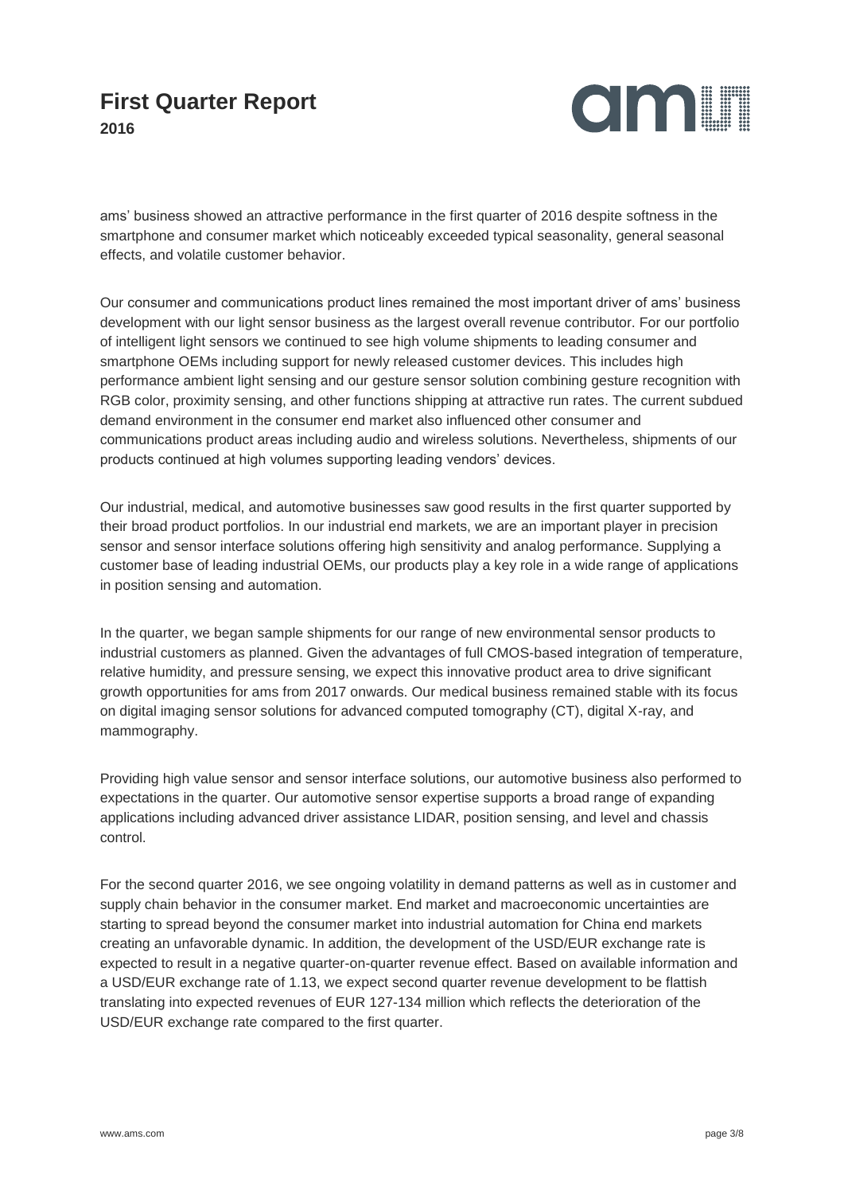ams' business showed an attractive performance in the first quarter of 2016 despite softness in the smartphone and consumer market which noticeably exceeded typical seasonality, general seasonal effects, and volatile customer behavior.

Our consumer and communications product lines remained the most important driver of ams' business development with our light sensor business as the largest overall revenue contributor. For our portfolio of intelligent light sensors we continued to see high volume shipments to leading consumer and smartphone OEMs including support for newly released customer devices. This includes high performance ambient light sensing and our gesture sensor solution combining gesture recognition with RGB color, proximity sensing, and other functions shipping at attractive run rates. The current subdued demand environment in the consumer end market also influenced other consumer and communications product areas including audio and wireless solutions. Nevertheless, shipments of our products continued at high volumes supporting leading vendors' devices.

Our industrial, medical, and automotive businesses saw good results in the first quarter supported by their broad product portfolios. In our industrial end markets, we are an important player in precision sensor and sensor interface solutions offering high sensitivity and analog performance. Supplying a customer base of leading industrial OEMs, our products play a key role in a wide range of applications in position sensing and automation.

In the quarter, we began sample shipments for our range of new environmental sensor products to industrial customers as planned. Given the advantages of full CMOS-based integration of temperature, relative humidity, and pressure sensing, we expect this innovative product area to drive significant growth opportunities for ams from 2017 onwards. Our medical business remained stable with its focus on digital imaging sensor solutions for advanced computed tomography (CT), digital X-ray, and mammography.

Providing high value sensor and sensor interface solutions, our automotive business also performed to expectations in the quarter. Our automotive sensor expertise supports a broad range of expanding applications including advanced driver assistance LIDAR, position sensing, and level and chassis control.

For the second quarter 2016, we see ongoing volatility in demand patterns as well as in customer and supply chain behavior in the consumer market. End market and macroeconomic uncertainties are starting to spread beyond the consumer market into industrial automation for China end markets creating an unfavorable dynamic. In addition, the development of the USD/EUR exchange rate is expected to result in a negative quarter-on-quarter revenue effect. Based on available information and a USD/EUR exchange rate of 1.13, we expect second quarter revenue development to be flattish translating into expected revenues of EUR 127-134 million which reflects the deterioration of the USD/EUR exchange rate compared to the first quarter.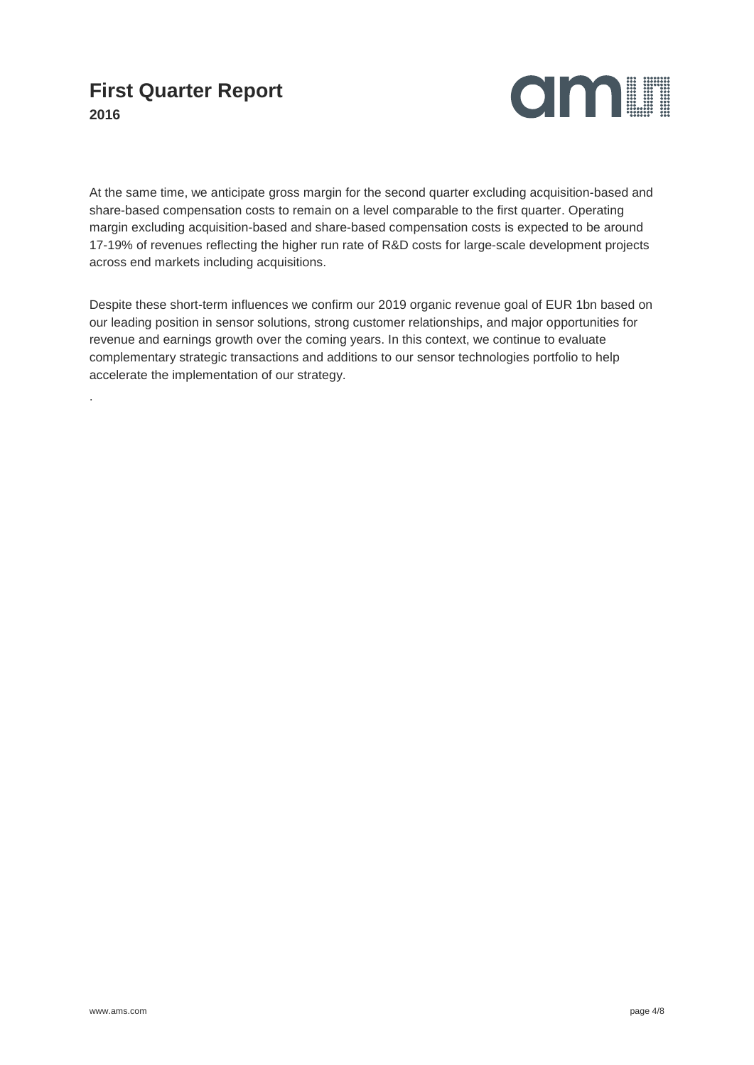At the same time, we anticipate gross margin for the second quarter excluding acquisition-based and share-based compensation costs to remain on a level comparable to the first quarter. Operating margin excluding acquisition-based and share-based compensation costs is expected to be around 17-19% of revenues reflecting the higher run rate of R&D costs for large-scale development projects across end markets including acquisitions.

Despite these short-term influences we confirm our 2019 organic revenue goal of EUR 1bn based on our leading position in sensor solutions, strong customer relationships, and major opportunities for revenue and earnings growth over the coming years. In this context, we continue to evaluate complementary strategic transactions and additions to our sensor technologies portfolio to help accelerate the implementation of our strategy.

.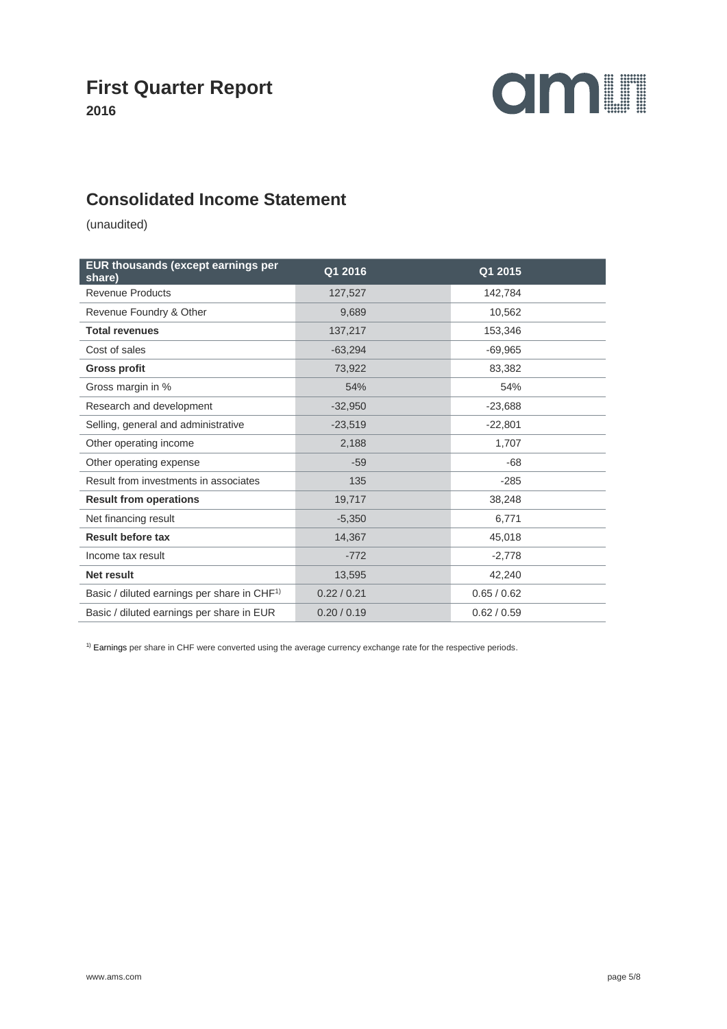# First Quarter Report

**2016**

## Consolidated Income Statement

(unaudited)

| EUR thousands (except earnings per share) | Q1 2016 | Q1 2015 |
|---|---|---|
| Revenue Products | 127,527 | 142,784 |
| Revenue Foundry & Other | 9,689 | 10,562 |
| **Total revenues** | 137,217 | 153,346 |
| Cost of sales | -63,294 | -69,965 |
| **Gross profit** | 73,922 | 83,382 |
| Gross margin in % | 54% | 54% |
| Research and development | -32,950 | -23,688 |
| Selling, general and administrative | -23,519 | -22,801 |
| Other operating income | 2,188 | 1,707 |
| Other operating expense | -59 | -68 |
| Result from investments in associates | 135 | -285 |
| **Result from operations** | 19,717 | 38,248 |
| Net financing result | -5,350 | 6,771 |
| **Result before tax** | 14,367 | 45,018 |
| Income tax result | -772 | -2,778 |
| **Net result** | 13,595 | 42,240 |
| Basic / diluted earnings per share in CHF[1)] | 0.22 / 0.21 | 0.65 / 0.62 |
| Basic / diluted earnings per share in EUR | 0.20 / 0.19 | 0.62 / 0.59 |

[1)] Earnings per share in CHF were converted using the average currency exchange rate for the respective periods.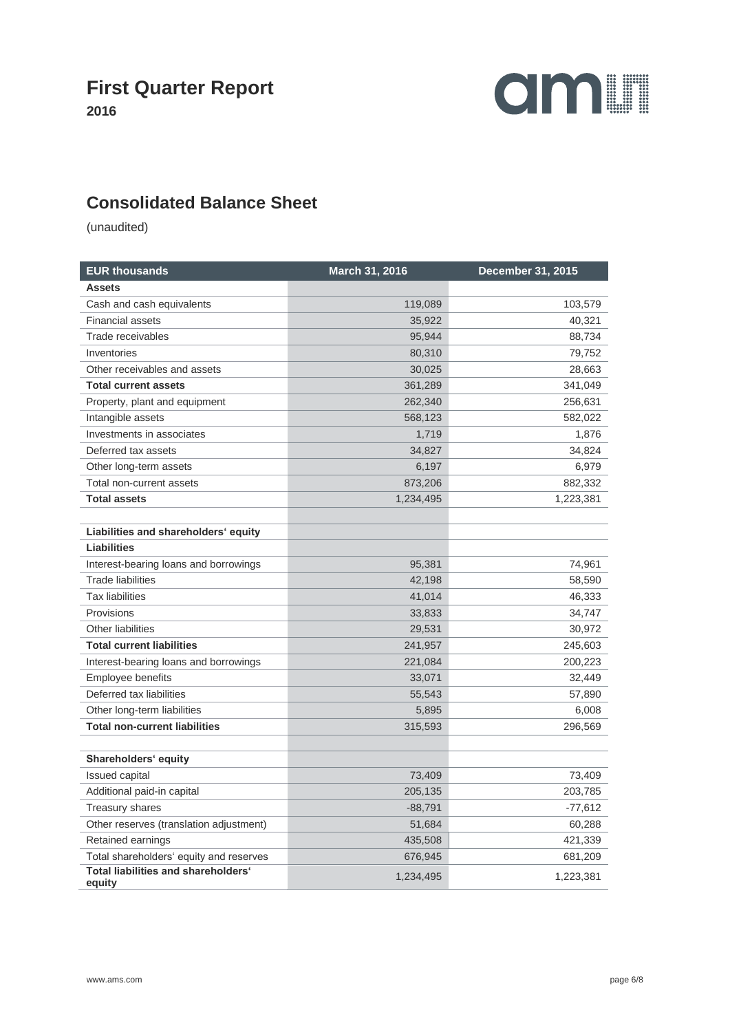# First Quarter Report
**2016**

## Consolidated Balance Sheet

(unaudited)

| EUR thousands | March 31, 2016 | December 31, 2015 |
|---|---|---|
| **Assets** | | |
| Cash and cash equivalents | 119,089 | 103,579 |
| Financial assets | 35,922 | 40,321 |
| Trade receivables | 95,944 | 88,734 |
| Inventories | 80,310 | 79,752 |
| Other receivables and assets | 30,025 | 28,663 |
| **Total current assets** | 361,289 | 341,049 |
| Property, plant and equipment | 262,340 | 256,631 |
| Intangible assets | 568,123 | 582,022 |
| Investments in associates | 1,719 | 1,876 |
| Deferred tax assets | 34,827 | 34,824 |
| Other long-term assets | 6,197 | 6,979 |
| Total non-current assets | 873,206 | 882,332 |
| **Total assets** | 1,234,495 | 1,223,381 |
| | | |
| **Liabilities and shareholders‘ equity** | | |
| **Liabilities** | | |
| Interest-bearing loans and borrowings | 95,381 | 74,961 |
| Trade liabilities | 42,198 | 58,590 |
| Tax liabilities | 41,014 | 46,333 |
| Provisions | 33,833 | 34,747 |
| Other liabilities | 29,531 | 30,972 |
| **Total current liabilities** | 241,957 | 245,603 |
| Interest-bearing loans and borrowings | 221,084 | 200,223 |
| Employee benefits | 33,071 | 32,449 |
| Deferred tax liabilities | 55,543 | 57,890 |
| Other long-term liabilities | 5,895 | 6,008 |
| **Total non-current liabilities** | 315,593 | 296,569 |
| | | |
| **Shareholders‘ equity** | | |
| Issued capital | 73,409 | 73,409 |
| Additional paid-in capital | 205,135 | 203,785 |
| Treasury shares | -88,791 | -77,612 |
| Other reserves (translation adjustment) | 51,684 | 60,288 |
| Retained earnings | 435,508 | 421,339 |
| Total shareholders‘ equity and reserves | 676,945 | 681,209 |
| **Total liabilities and shareholders‘ equity** | 1,234,495 | 1,223,381 |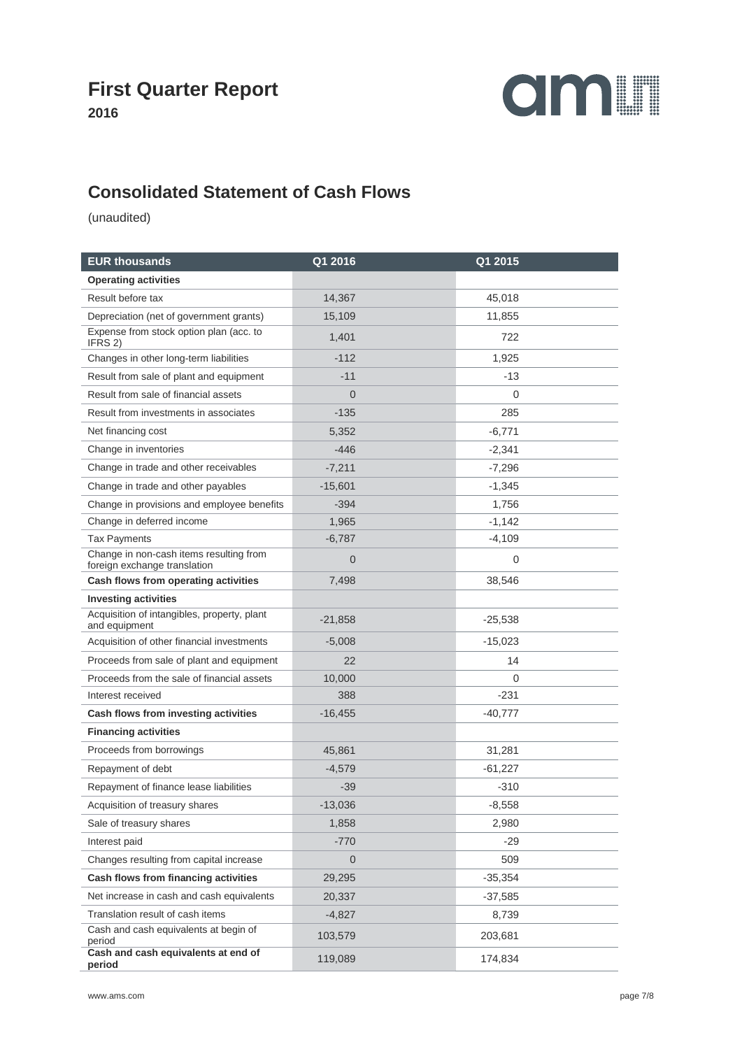# First Quarter Report

**2016**

## Consolidated Statement of Cash Flows

(unaudited)

| EUR thousands | Q1 2016 | Q1 2015 |
|---|---|---|
| **Operating activities** | | |
| Result before tax | 14,367 | 45,018 |
| Depreciation (net of government grants) | 15,109 | 11,855 |
| Expense from stock option plan (acc. to IFRS 2) | 1,401 | 722 |
| Changes in other long-term liabilities | -112 | 1,925 |
| Result from sale of plant and equipment | -11 | -13 |
| Result from sale of financial assets | 0 | 0 |
| Result from investments in associates | -135 | 285 |
| Net financing cost | 5,352 | -6,771 |
| Change in inventories | -446 | -2,341 |
| Change in trade and other receivables | -7,211 | -7,296 |
| Change in trade and other payables | -15,601 | -1,345 |
| Change in provisions and employee benefits | -394 | 1,756 |
| Change in deferred income | 1,965 | -1,142 |
| Tax Payments | -6,787 | -4,109 |
| Change in non-cash items resulting from foreign exchange translation | 0 | 0 |
| **Cash flows from operating activities** | 7,498 | 38,546 |
| **Investing activities** | | |
| Acquisition of intangibles, property, plant and equipment | -21,858 | -25,538 |
| Acquisition of other financial investments | -5,008 | -15,023 |
| Proceeds from sale of plant and equipment | 22 | 14 |
| Proceeds from the sale of financial assets | 10,000 | 0 |
| Interest received | 388 | -231 |
| **Cash flows from investing activities** | -16,455 | -40,777 |
| **Financing activities** | | |
| Proceeds from borrowings | 45,861 | 31,281 |
| Repayment of debt | -4,579 | -61,227 |
| Repayment of finance lease liabilities | -39 | -310 |
| Acquisition of treasury shares | -13,036 | -8,558 |
| Sale of treasury shares | 1,858 | 2,980 |
| Interest paid | -770 | -29 |
| Changes resulting from capital increase | 0 | 509 |
| **Cash flows from financing activities** | 29,295 | -35,354 |
| Net increase in cash and cash equivalents | 20,337 | -37,585 |
| Translation result of cash items | -4,827 | 8,739 |
| Cash and cash equivalents at begin of period | 103,579 | 203,681 |
| **Cash and cash equivalents at end of period** | 119,089 | 174,834 |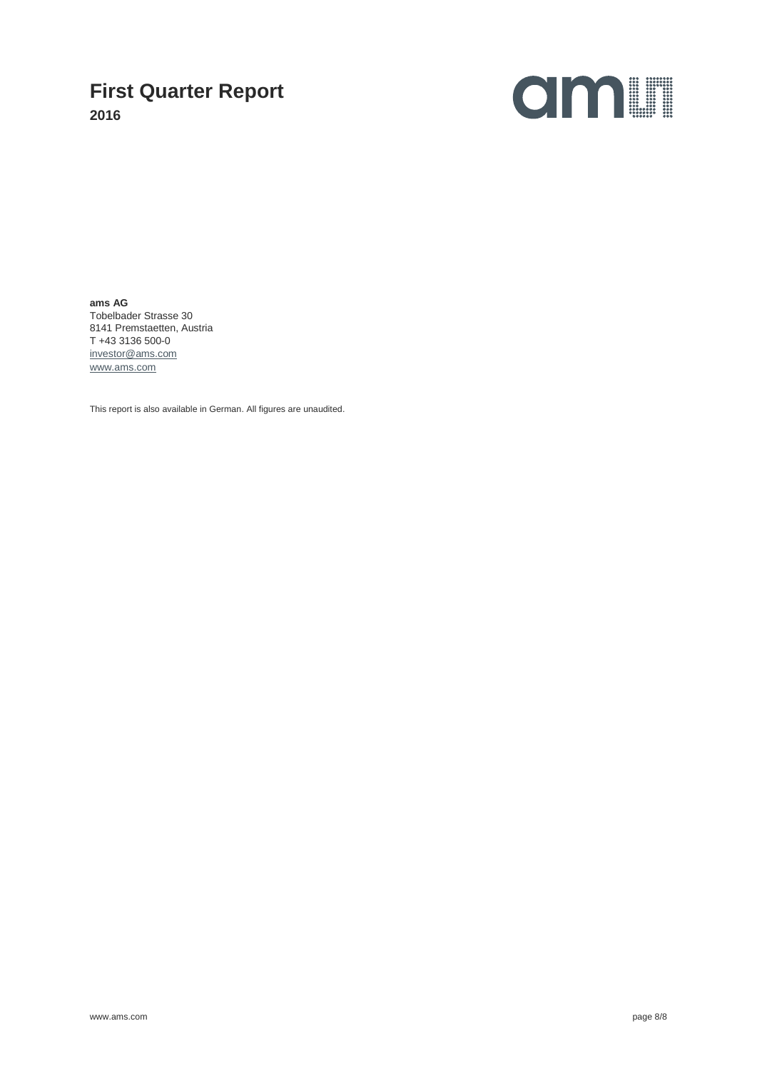# First Quarter Report

**2016**

**ams AG**
Tobelbader Strasse 30
8141 Premstaetten, Austria
T +43 3136 500-0
investor@ams.com
www.ams.com

This report is also available in German. All figures are unaudited.